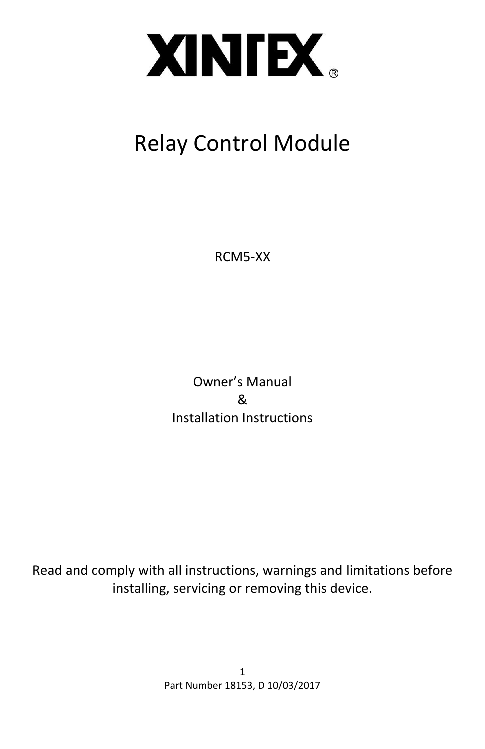# XINTEX®

# Relay Control Module

RCM5-XX

Owner's Manual
&
Installation Instructions

Read and comply with all instructions, warnings and limitations before installing, servicing or removing this device.

Part Number 18153, D 10/03/2017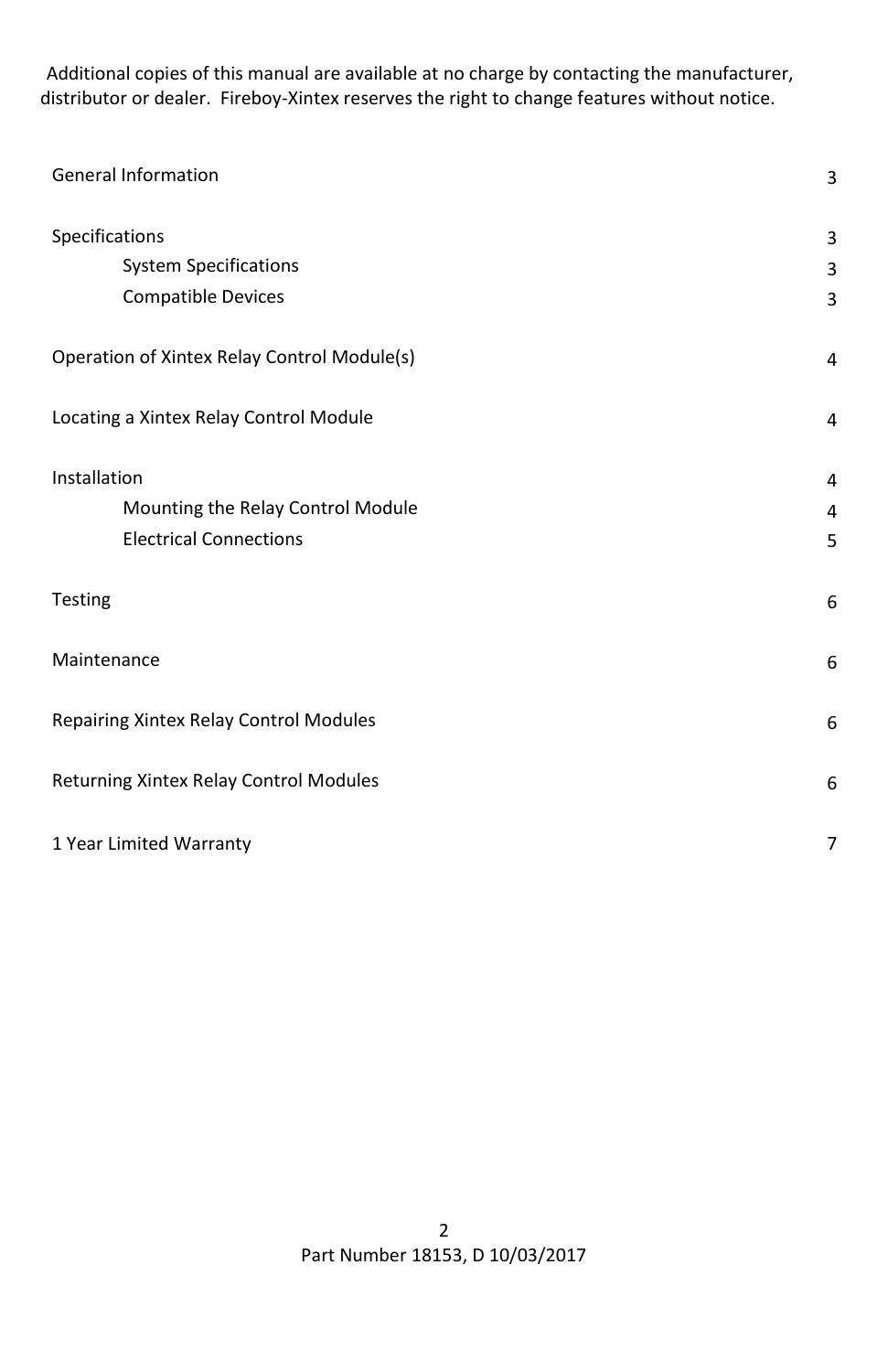Additional copies of this manual are available at no charge by contacting the manufacturer, distributor or dealer. Fireboy-Xintex reserves the right to change features without notice.

| | |
|---|---|
| General Information | 3 |
| Specifications | 3 |
| &nbsp;&nbsp;&nbsp;&nbsp;System Specifications | 3 |
| &nbsp;&nbsp;&nbsp;&nbsp;Compatible Devices | 3 |
| Operation of Xintex Relay Control Module(s) | 4 |
| Locating a Xintex Relay Control Module | 4 |
| Installation | 4 |
| &nbsp;&nbsp;&nbsp;&nbsp;Mounting the Relay Control Module | 4 |
| &nbsp;&nbsp;&nbsp;&nbsp;Electrical Connections | 5 |
| Testing | 6 |
| Maintenance | 6 |
| Repairing Xintex Relay Control Modules | 6 |
| Returning Xintex Relay Control Modules | 6 |
| 1 Year Limited Warranty | 7 |

Part Number 18153, D 10/03/2017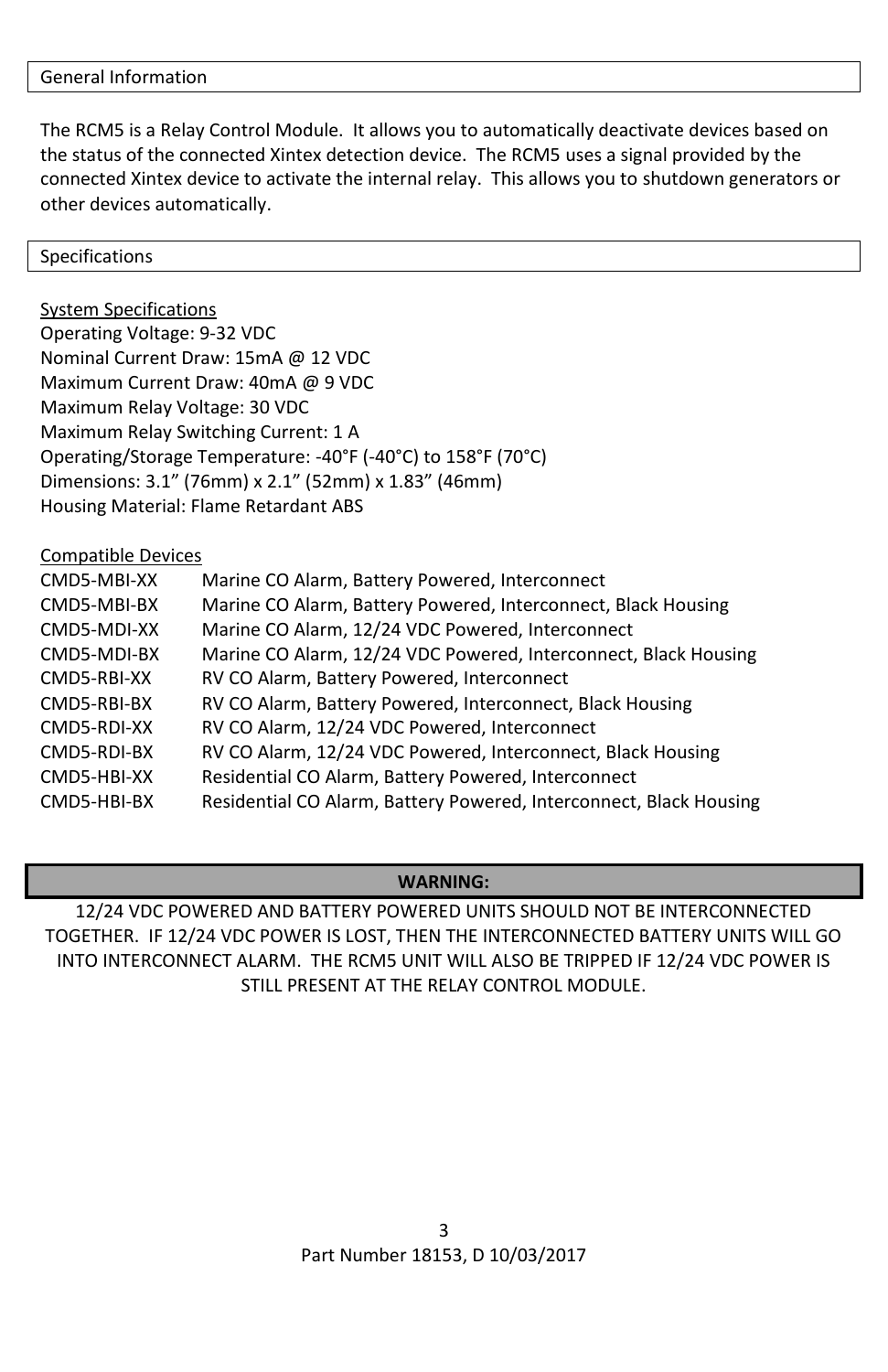## General Information

The RCM5 is a Relay Control Module. It allows you to automatically deactivate devices based on the status of the connected Xintex detection device. The RCM5 uses a signal provided by the connected Xintex device to activate the internal relay. This allows you to shutdown generators or other devices automatically.

## Specifications

### System Specifications

Operating Voltage: 9-32 VDC
Nominal Current Draw: 15mA @ 12 VDC
Maximum Current Draw: 40mA @ 9 VDC
Maximum Relay Voltage: 30 VDC
Maximum Relay Switching Current: 1 A
Operating/Storage Temperature: -40°F (-40°C) to 158°F (70°C)
Dimensions: 3.1” (76mm) x 2.1” (52mm) x 1.83” (46mm)
Housing Material: Flame Retardant ABS

### Compatible Devices

| | |
|---|---|
| CMD5-MBI-XX | Marine CO Alarm, Battery Powered, Interconnect |
| CMD5-MBI-BX | Marine CO Alarm, Battery Powered, Interconnect, Black Housing |
| CMD5-MDI-XX | Marine CO Alarm, 12/24 VDC Powered, Interconnect |
| CMD5-MDI-BX | Marine CO Alarm, 12/24 VDC Powered, Interconnect, Black Housing |
| CMD5-RBI-XX | RV CO Alarm, Battery Powered, Interconnect |
| CMD5-RBI-BX | RV CO Alarm, Battery Powered, Interconnect, Black Housing |
| CMD5-RDI-XX | RV CO Alarm, 12/24 VDC Powered, Interconnect |
| CMD5-RDI-BX | RV CO Alarm, 12/24 VDC Powered, Interconnect, Black Housing |
| CMD5-HBI-XX | Residential CO Alarm, Battery Powered, Interconnect |
| CMD5-HBI-BX | Residential CO Alarm, Battery Powered, Interconnect, Black Housing |

**WARNING:**

12/24 VDC POWERED AND BATTERY POWERED UNITS SHOULD NOT BE INTERCONNECTED TOGETHER. IF 12/24 VDC POWER IS LOST, THEN THE INTERCONNECTED BATTERY UNITS WILL GO INTO INTERCONNECT ALARM. THE RCM5 UNIT WILL ALSO BE TRIPPED IF 12/24 VDC POWER IS STILL PRESENT AT THE RELAY CONTROL MODULE.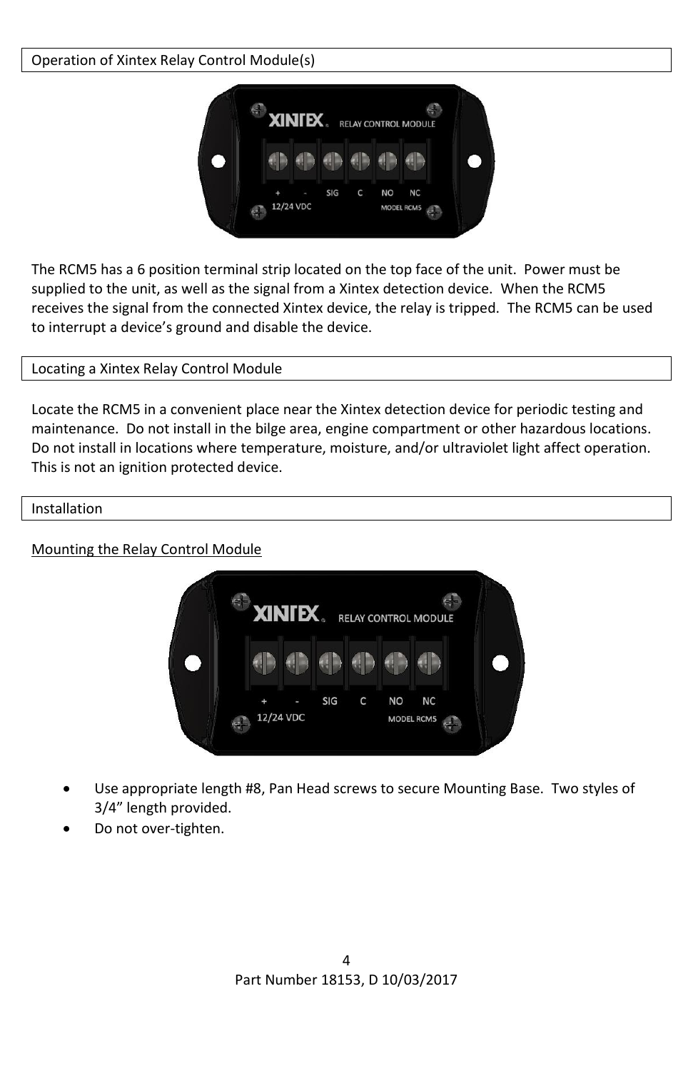## Operation of Xintex Relay Control Module(s)

The RCM5 has a 6 position terminal strip located on the top face of the unit. Power must be supplied to the unit, as well as the signal from a Xintex detection device. When the RCM5 receives the signal from the connected Xintex device, the relay is tripped. The RCM5 can be used to interrupt a device's ground and disable the device.

## Locating a Xintex Relay Control Module

Locate the RCM5 in a convenient place near the Xintex detection device for periodic testing and maintenance. Do not install in the bilge area, engine compartment or other hazardous locations. Do not install in locations where temperature, moisture, and/or ultraviolet light affect operation. This is not an ignition protected device.

## Installation

### Mounting the Relay Control Module

- Use appropriate length #8, Pan Head screws to secure Mounting Base. Two styles of 3/4" length provided.
- Do not over-tighten.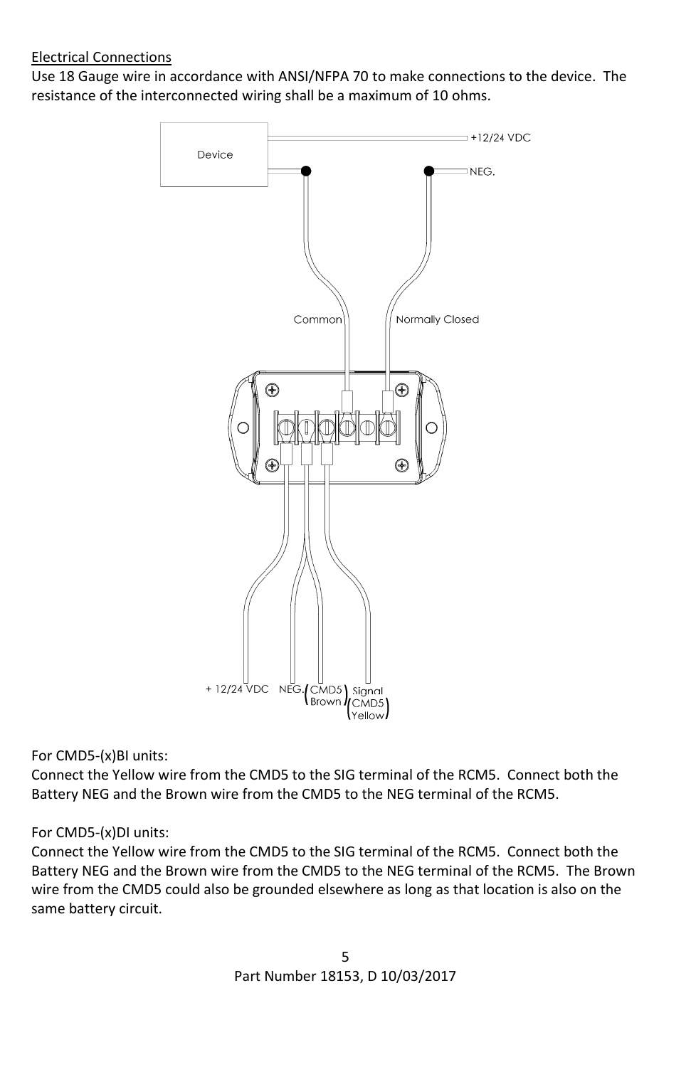Electrical Connections

Use 18 Gauge wire in accordance with ANSI/NFPA 70 to make connections to the device. The resistance of the interconnected wiring shall be a maximum of 10 ohms.

For CMD5-(x)BI units:

Connect the Yellow wire from the CMD5 to the SIG terminal of the RCM5. Connect both the Battery NEG and the Brown wire from the CMD5 to the NEG terminal of the RCM5.

For CMD5-(x)DI units:

Connect the Yellow wire from the CMD5 to the SIG terminal of the RCM5. Connect both the Battery NEG and the Brown wire from the CMD5 to the NEG terminal of the RCM5. The Brown wire from the CMD5 could also be grounded elsewhere as long as that location is also on the same battery circuit.

Part Number 18153, D 10/03/2017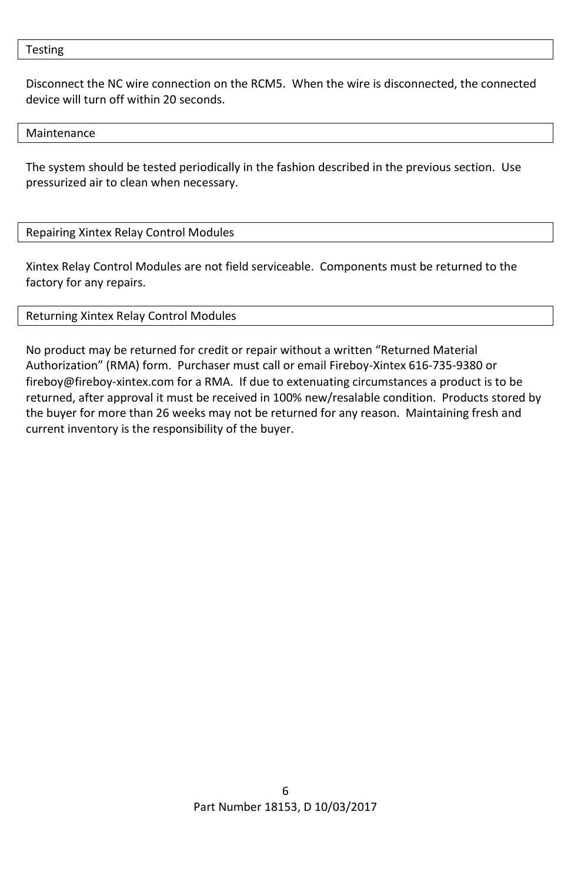## Testing

Disconnect the NC wire connection on the RCM5. When the wire is disconnected, the connected device will turn off within 20 seconds.

## Maintenance

The system should be tested periodically in the fashion described in the previous section. Use pressurized air to clean when necessary.

## Repairing Xintex Relay Control Modules

Xintex Relay Control Modules are not field serviceable. Components must be returned to the factory for any repairs.

## Returning Xintex Relay Control Modules

No product may be returned for credit or repair without a written "Returned Material Authorization" (RMA) form. Purchaser must call or email Fireboy-Xintex 616-735-9380 or fireboy@fireboy-xintex.com for a RMA. If due to extenuating circumstances a product is to be returned, after approval it must be received in 100% new/resalable condition. Products stored by the buyer for more than 26 weeks may not be returned for any reason. Maintaining fresh and current inventory is the responsibility of the buyer.

Part Number 18153, D 10/03/2017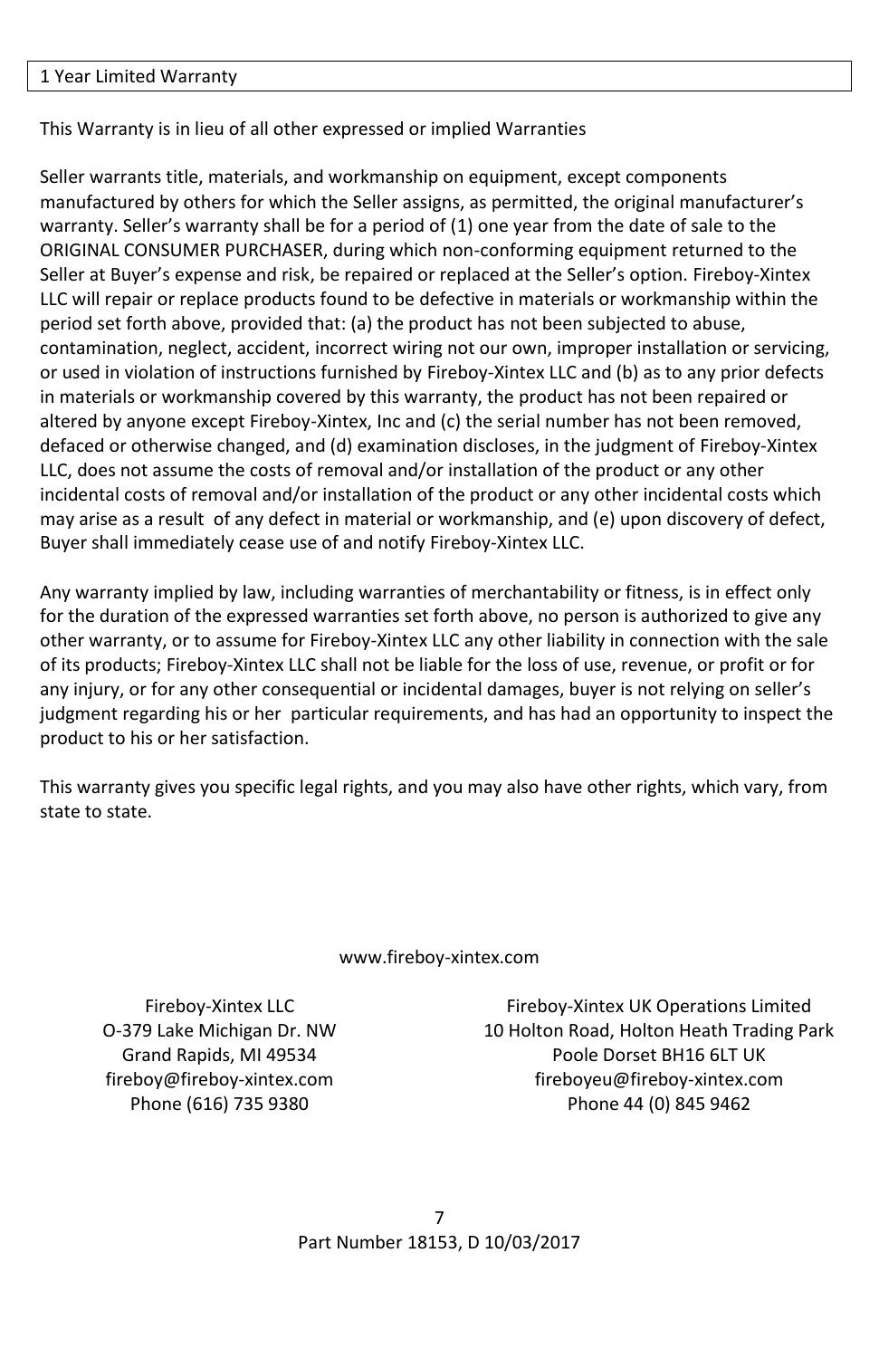## 1 Year Limited Warranty

This Warranty is in lieu of all other expressed or implied Warranties

Seller warrants title, materials, and workmanship on equipment, except components manufactured by others for which the Seller assigns, as permitted, the original manufacturer's warranty. Seller's warranty shall be for a period of (1) one year from the date of sale to the ORIGINAL CONSUMER PURCHASER, during which non-conforming equipment returned to the Seller at Buyer's expense and risk, be repaired or replaced at the Seller's option. Fireboy-Xintex LLC will repair or replace products found to be defective in materials or workmanship within the period set forth above, provided that: (a) the product has not been subjected to abuse, contamination, neglect, accident, incorrect wiring not our own, improper installation or servicing, or used in violation of instructions furnished by Fireboy-Xintex LLC and (b) as to any prior defects in materials or workmanship covered by this warranty, the product has not been repaired or altered by anyone except Fireboy-Xintex, Inc and (c) the serial number has not been removed, defaced or otherwise changed, and (d) examination discloses, in the judgment of Fireboy-Xintex LLC, does not assume the costs of removal and/or installation of the product or any other incidental costs of removal and/or installation of the product or any other incidental costs which may arise as a result of any defect in material or workmanship, and (e) upon discovery of defect, Buyer shall immediately cease use of and notify Fireboy-Xintex LLC.

Any warranty implied by law, including warranties of merchantability or fitness, is in effect only for the duration of the expressed warranties set forth above, no person is authorized to give any other warranty, or to assume for Fireboy-Xintex LLC any other liability in connection with the sale of its products; Fireboy-Xintex LLC shall not be liable for the loss of use, revenue, or profit or for any injury, or for any other consequential or incidental damages, buyer is not relying on seller's judgment regarding his or her particular requirements, and has had an opportunity to inspect the product to his or her satisfaction.

This warranty gives you specific legal rights, and you may also have other rights, which vary, from state to state.

www.fireboy-xintex.com

Fireboy-Xintex LLC
O-379 Lake Michigan Dr. NW
Grand Rapids, MI 49534
fireboy@fireboy-xintex.com
Phone (616) 735 9380

Fireboy-Xintex UK Operations Limited
10 Holton Road, Holton Heath Trading Park
Poole Dorset BH16 6LT UK
fireboyeu@fireboy-xintex.com
Phone 44 (0) 845 9462

Part Number 18153, D 10/03/2017